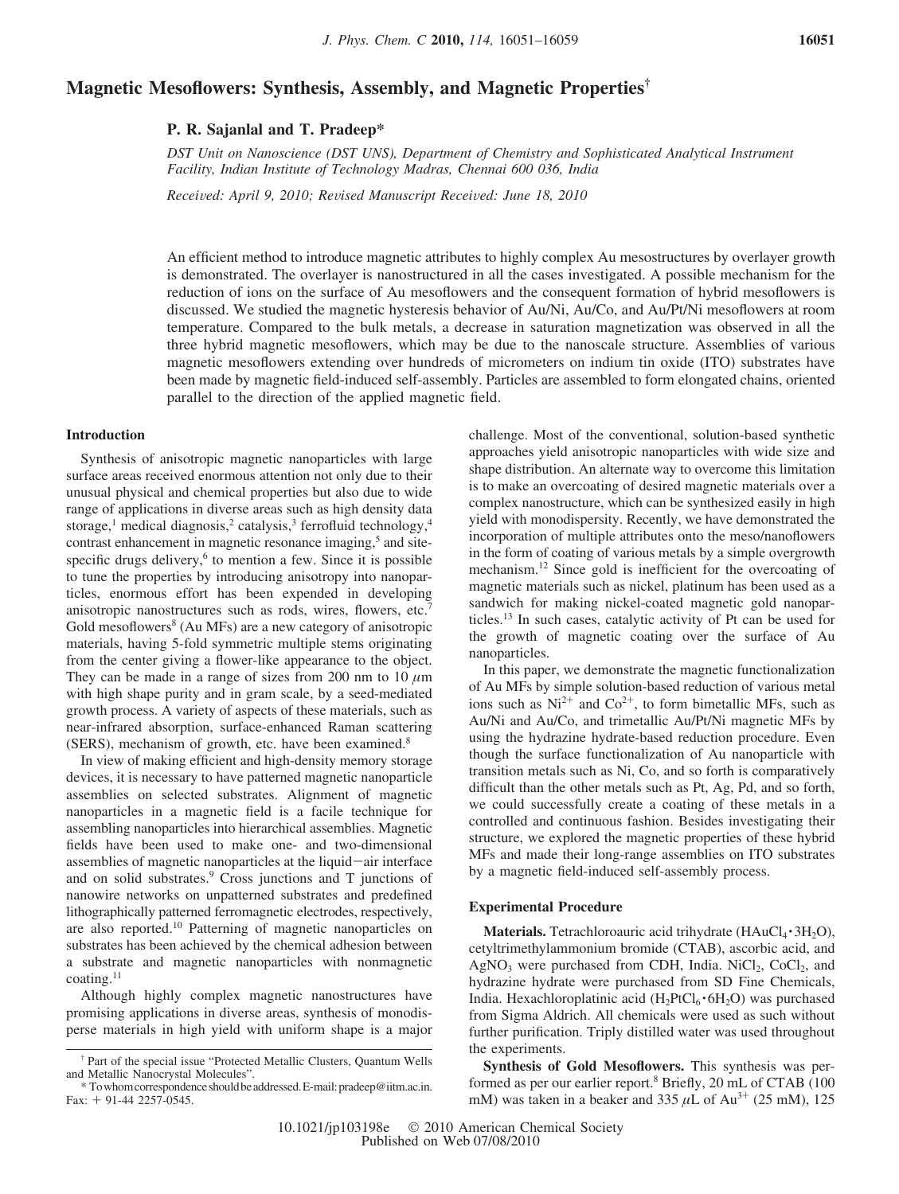# Magnetic Mesoflowers: Synthesis, Assembly, and Magnetic Properties[†]

**P. R. Sajanlal and T. Pradeep***

*DST Unit on Nanoscience (DST UNS), Department of Chemistry and Sophisticated Analytical Instrument Facility, Indian Institute of Technology Madras, Chennai 600 036, India*

*Received: April 9, 2010; Revised Manuscript Received: June 18, 2010*

An efficient method to introduce magnetic attributes to highly complex Au mesostructures by overlayer growth is demonstrated. The overlayer is nanostructured in all the cases investigated. A possible mechanism for the reduction of ions on the surface of Au mesoflowers and the consequent formation of hybrid mesoflowers is discussed. We studied the magnetic hysteresis behavior of Au/Ni, Au/Co, and Au/Pt/Ni mesoflowers at room temperature. Compared to the bulk metals, a decrease in saturation magnetization was observed in all the three hybrid magnetic mesoflowers, which may be due to the nanoscale structure. Assemblies of various magnetic mesoflowers extending over hundreds of micrometers on indium tin oxide (ITO) substrates have been made by magnetic field-induced self-assembly. Particles are assembled to form elongated chains, oriented parallel to the direction of the applied magnetic field.

## Introduction

Synthesis of anisotropic magnetic nanoparticles with large surface areas received enormous attention not only due to their unusual physical and chemical properties but also due to wide range of applications in diverse areas such as high density data storage,[1] medical diagnosis,[2] catalysis,[3] ferrofluid technology,[4] contrast enhancement in magnetic resonance imaging,[5] and site-specific drugs delivery,[6] to mention a few. Since it is possible to tune the properties by introducing anisotropy into nanoparticles, enormous effort has been expended in developing anisotropic nanostructures such as rods, wires, flowers, etc.[7] Gold mesoflowers[8] (Au MFs) are a new category of anisotropic materials, having 5-fold symmetric multiple stems originating from the center giving a flower-like appearance to the object. They can be made in a range of sizes from 200 nm to 10 $\mu$m with high shape purity and in gram scale, by a seed-mediated growth process. A variety of aspects of these materials, such as near-infrared absorption, surface-enhanced Raman scattering (SERS), mechanism of growth, etc. have been examined.[8]

In view of making efficient and high-density memory storage devices, it is necessary to have patterned magnetic nanoparticle assemblies on selected substrates. Alignment of magnetic nanoparticles in a magnetic field is a facile technique for assembling nanoparticles into hierarchical assemblies. Magnetic fields have been used to make one- and two-dimensional assemblies of magnetic nanoparticles at the liquid−air interface and on solid substrates.[9] Cross junctions and T junctions of nanowire networks on unpatterned substrates and predefined lithographically patterned ferromagnetic electrodes, respectively, are also reported.[10] Patterning of magnetic nanoparticles on substrates has been achieved by the chemical adhesion between a substrate and magnetic nanoparticles with nonmagnetic coating.[11]

Although highly complex magnetic nanostructures have promising applications in diverse areas, synthesis of monodisperse materials in high yield with uniform shape is a major challenge. Most of the conventional, solution-based synthetic approaches yield anisotropic nanoparticles with wide size and shape distribution. An alternate way to overcome this limitation is to make an overcoating of desired magnetic materials over a complex nanostructure, which can be synthesized easily in high yield with monodispersity. Recently, we have demonstrated the incorporation of multiple attributes onto the meso/nanoflowers in the form of coating of various metals by a simple overgrowth mechanism.[12] Since gold is inefficient for the overcoating of magnetic materials such as nickel, platinum has been used as a sandwich for making nickel-coated magnetic gold nanoparticles.[13] In such cases, catalytic activity of Pt can be used for the growth of magnetic coating over the surface of Au nanoparticles.

In this paper, we demonstrate the magnetic functionalization of Au MFs by simple solution-based reduction of various metal ions such as $Ni^{2+}$ and $Co^{2+}$, to form bimetallic MFs, such as Au/Ni and Au/Co, and trimetallic Au/Pt/Ni magnetic MFs by using the hydrazine hydrate-based reduction procedure. Even though the surface functionalization of Au nanoparticle with transition metals such as Ni, Co, and so forth is comparatively difficult than the other metals such as Pt, Ag, Pd, and so forth, we could successfully create a coating of these metals in a controlled and continuous fashion. Besides investigating their structure, we explored the magnetic properties of these hybrid MFs and made their long-range assemblies on ITO substrates by a magnetic field-induced self-assembly process.

## Experimental Procedure

**Materials.** Tetrachloroauric acid trihydrate ($HAuCl_4 \cdot 3H_2O$), cetyltrimethylammonium bromide (CTAB), ascorbic acid, and $AgNO_3$ were purchased from CDH, India. $NiCl_2$, $CoCl_2$, and hydrazine hydrate were purchased from SD Fine Chemicals, India. Hexachloroplatinic acid ($H_2PtCl_6 \cdot 6H_2O$) was purchased from Sigma Aldrich. All chemicals were used as such without further purification. Triply distilled water was used throughout the experiments.

**Synthesis of Gold Mesoflowers.** This synthesis was performed as per our earlier report.[8] Briefly, 20 mL of CTAB (100 mM) was taken in a beaker and 335 $\mu$L of $Au^{3+}$ (25 mM), 125

---

† Part of the special issue "Protected Metallic Clusters, Quantum Wells and Metallic Nanocrystal Molecules".

\* To whom correspondence should be addressed. E-mail: pradeep@iitm.ac.in. Fax: + 91-44 2257-0545.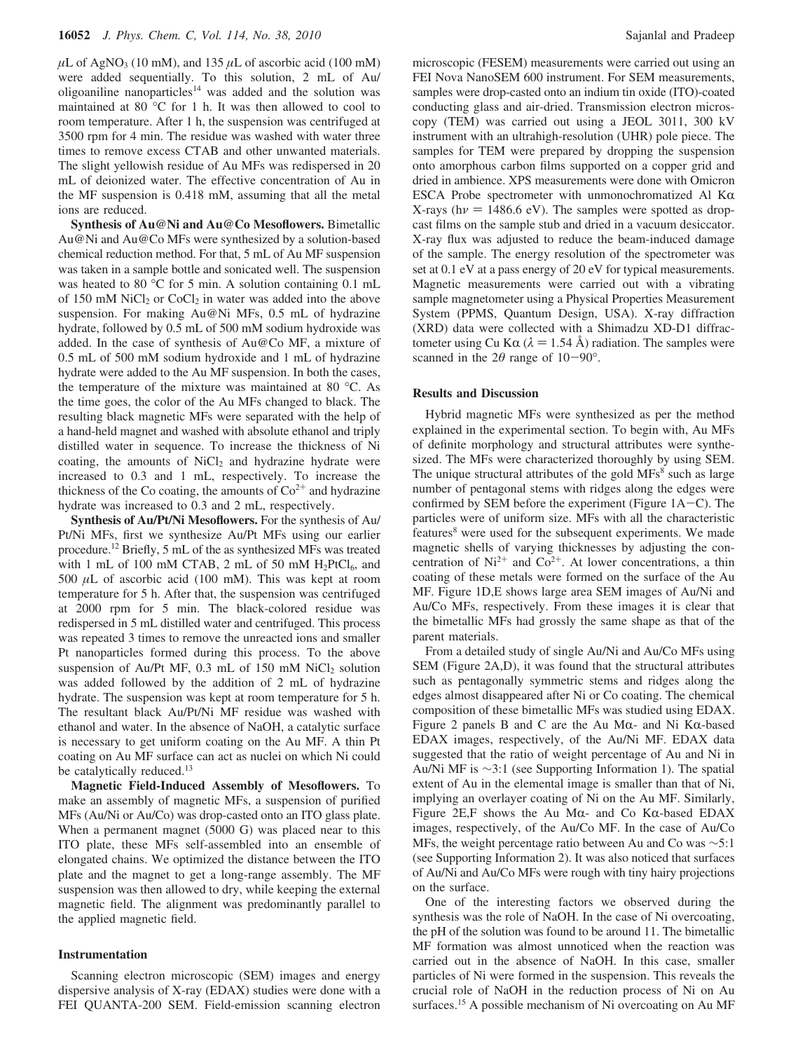μL of $AgNO_3$ (10 mM), and 135 μL of ascorbic acid (100 mM) were added sequentially. To this solution, 2 mL of Au/oligoaniline nanoparticles[14] was added and the solution was maintained at 80 °C for 1 h. It was then allowed to cool to room temperature. After 1 h, the suspension was centrifuged at 3500 rpm for 4 min. The residue was washed with water three times to remove excess CTAB and other unwanted materials. The slight yellowish residue of Au MFs was redispersed in 20 mL of deionized water. The effective concentration of Au in the MF suspension is 0.418 mM, assuming that all the metal ions are reduced.

**Synthesis of Au@Ni and Au@Co Mesoflowers.** Bimetallic Au@Ni and Au@Co MFs were synthesized by a solution-based chemical reduction method. For that, 5 mL of Au MF suspension was taken in a sample bottle and sonicated well. The suspension was heated to 80 °C for 5 min. A solution containing 0.1 mL of 150 mM $NiCl_2$ or $CoCl_2$ in water was added into the above suspension. For making Au@Ni MFs, 0.5 mL of hydrazine hydrate, followed by 0.5 mL of 500 mM sodium hydroxide was added. In the case of synthesis of Au@Co MF, a mixture of 0.5 mL of 500 mM sodium hydroxide and 1 mL of hydrazine hydrate were added to the Au MF suspension. In both the cases, the temperature of the mixture was maintained at 80 °C. As the time goes, the color of the Au MFs changed to black. The resulting black magnetic MFs were separated with the help of a hand-held magnet and washed with absolute ethanol and triply distilled water in sequence. To increase the thickness of Ni coating, the amounts of $NiCl_2$ and hydrazine hydrate were increased to 0.3 and 1 mL, respectively. To increase the thickness of the Co coating, the amounts of $Co^{2+}$ and hydrazine hydrate was increased to 0.3 and 2 mL, respectively.

**Synthesis of Au/Pt/Ni Mesoflowers.** For the synthesis of Au/Pt/Ni MFs, first we synthesize Au/Pt MFs using our earlier procedure.[12] Briefly, 5 mL of the as synthesized MFs was treated with 1 mL of 100 mM CTAB, 2 mL of 50 mM $H_2PtCl_6$, and 500 μL of ascorbic acid (100 mM). This was kept at room temperature for 5 h. After that, the suspension was centrifuged at 2000 rpm for 5 min. The black-colored residue was redispersed in 5 mL distilled water and centrifuged. This process was repeated 3 times to remove the unreacted ions and smaller Pt nanoparticles formed during this process. To the above suspension of Au/Pt MF, 0.3 mL of 150 mM $NiCl_2$ solution was added followed by the addition of 2 mL of hydrazine hydrate. The suspension was kept at room temperature for 5 h. The resultant black Au/Pt/Ni MF residue was washed with ethanol and water. In the absence of NaOH, a catalytic surface is necessary to get uniform coating on the Au MF. A thin Pt coating on Au MF surface can act as nuclei on which Ni could be catalytically reduced.[13]

**Magnetic Field-Induced Assembly of Mesoflowers.** To make an assembly of magnetic MFs, a suspension of purified MFs (Au/Ni or Au/Co) was drop-casted onto an ITO glass plate. When a permanent magnet (5000 G) was placed near to this ITO plate, these MFs self-assembled into an ensemble of elongated chains. We optimized the distance between the ITO plate and the magnet to get a long-range assembly. The MF suspension was then allowed to dry, while keeping the external magnetic field. The alignment was predominantly parallel to the applied magnetic field.

## Instrumentation

Scanning electron microscopic (SEM) images and energy dispersive analysis of X-ray (EDAX) studies were done with a FEI QUANTA-200 SEM. Field-emission scanning electron microscopic (FESEM) measurements were carried out using an FEI Nova NanoSEM 600 instrument. For SEM measurements, samples were drop-casted onto an indium tin oxide (ITO)-coated conducting glass and air-dried. Transmission electron microscopy (TEM) was carried out using a JEOL 3011, 300 kV instrument with an ultrahigh-resolution (UHR) pole piece. The samples for TEM were prepared by dropping the suspension onto amorphous carbon films supported on a copper grid and dried in ambience. XPS measurements were done with Omicron ESCA Probe spectrometer with unmonochromatized Al Kα X-rays ($h\nu$ = 1486.6 eV). The samples were spotted as drop-cast films on the sample stub and dried in a vacuum desiccator. X-ray flux was adjusted to reduce the beam-induced damage of the sample. The energy resolution of the spectrometer was set at 0.1 eV at a pass energy of 20 eV for typical measurements. Magnetic measurements were carried out with a vibrating sample magnetometer using a Physical Properties Measurement System (PPMS, Quantum Design, USA). X-ray diffraction (XRD) data were collected with a Shimadzu XD-D1 diffractometer using Cu Kα (λ = 1.54 Å) radiation. The samples were scanned in the 2θ range of 10−90°.

## Results and Discussion

Hybrid magnetic MFs were synthesized as per the method explained in the experimental section. To begin with, Au MFs of definite morphology and structural attributes were synthesized. The MFs were characterized thoroughly by using SEM. The unique structural attributes of the gold MFs[8] such as large number of pentagonal stems with ridges along the edges were confirmed by SEM before the experiment (Figure 1A−C). The particles were of uniform size. MFs with all the characteristic features[8] were used for the subsequent experiments. We made magnetic shells of varying thicknesses by adjusting the concentration of $Ni^{2+}$ and $Co^{2+}$. At lower concentrations, a thin coating of these metals were formed on the surface of the Au MF. Figure 1D,E shows large area SEM images of Au/Ni and Au/Co MFs, respectively. From these images it is clear that the bimetallic MFs had grossly the same shape as that of the parent materials.

From a detailed study of single Au/Ni and Au/Co MFs using SEM (Figure 2A,D), it was found that the structural attributes such as pentagonally symmetric stems and ridges along the edges almost disappeared after Ni or Co coating. The chemical composition of these bimetallic MFs was studied using EDAX. Figure 2 panels B and C are the Au Mα- and Ni Kα-based EDAX images, respectively, of the Au/Ni MF. EDAX data suggested that the ratio of weight percentage of Au and Ni in Au/Ni MF is ∼3:1 (see Supporting Information 1). The spatial extent of Au in the elemental image is smaller than that of Ni, implying an overlayer coating of Ni on the Au MF. Similarly, Figure 2E,F shows the Au Mα- and Co Kα-based EDAX images, respectively, of the Au/Co MF. In the case of Au/Co MFs, the weight percentage ratio between Au and Co was ∼5:1 (see Supporting Information 2). It was also noticed that surfaces of Au/Ni and Au/Co MFs were rough with tiny hairy projections on the surface.

One of the interesting factors we observed during the synthesis was the role of NaOH. In the case of Ni overcoating, the pH of the solution was found to be around 11. The bimetallic MF formation was almost unnoticed when the reaction was carried out in the absence of NaOH. In this case, smaller particles of Ni were formed in the suspension. This reveals the crucial role of NaOH in the reduction process of Ni on Au surfaces.[15] A possible mechanism of Ni overcoating on Au MF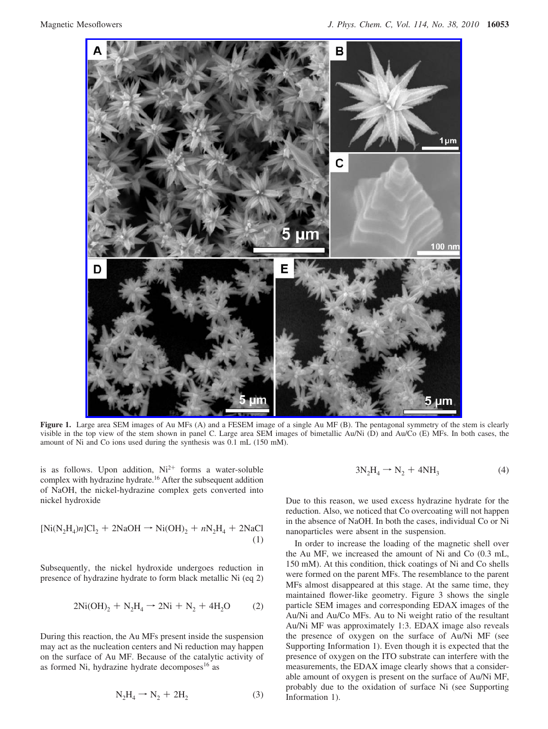**Figure 1.** Large area SEM images of Au MFs (A) and a FESEM image of a single Au MF (B). The pentagonal symmetry of the stem is clearly visible in the top view of the stem shown in panel C. Large area SEM images of bimetallic Au/Ni (D) and Au/Co (E) MFs. In both cases, the amount of Ni and Co ions used during the synthesis was 0.1 mL (150 mM).

is as follows. Upon addition, $Ni^{2+}$ forms a water-soluble complex with hydrazine hydrate.[16] After the subsequent addition of NaOH, the nickel-hydrazine complex gets converted into nickel hydroxide

$$[Ni(N_2H_4)n]Cl_2 + 2NaOH \rightarrow Ni(OH)_2 + nN_2H_4 + 2NaCl \quad (1)$$

Subsequently, the nickel hydroxide undergoes reduction in presence of hydrazine hydrate to form black metallic Ni (eq 2)

$$2Ni(OH)_2 + N_2H_4 \rightarrow 2Ni + N_2 + 4H_2O \quad (2)$$

During this reaction, the Au MFs present inside the suspension may act as the nucleation centers and Ni reduction may happen on the surface of Au MF. Because of the catalytic activity of as formed Ni, hydrazine hydrate decomposes[16] as

$$N_2H_4 \rightarrow N_2 + 2H_2 \quad (3)$$

$$3N_2H_4 \rightarrow N_2 + 4NH_3 \quad (4)$$

Due to this reason, we used excess hydrazine hydrate for the reduction. Also, we noticed that Co overcoating will not happen in the absence of NaOH. In both the cases, individual Co or Ni nanoparticles were absent in the suspension.

In order to increase the loading of the magnetic shell over the Au MF, we increased the amount of Ni and Co (0.3 mL, 150 mM). At this condition, thick coatings of Ni and Co shells were formed on the parent MFs. The resemblance to the parent MFs almost disappeared at this stage. At the same time, they maintained flower-like geometry. Figure 3 shows the single particle SEM images and corresponding EDAX images of the Au/Ni and Au/Co MFs. Au to Ni weight ratio of the resultant Au/Ni MF was approximately 1:3. EDAX image also reveals the presence of oxygen on the surface of Au/Ni MF (see Supporting Information 1). Even though it is expected that the presence of oxygen on the ITO substrate can interfere with the measurements, the EDAX image clearly shows that a considerable amount of oxygen is present on the surface of Au/Ni MF, probably due to the oxidation of surface Ni (see Supporting Information 1).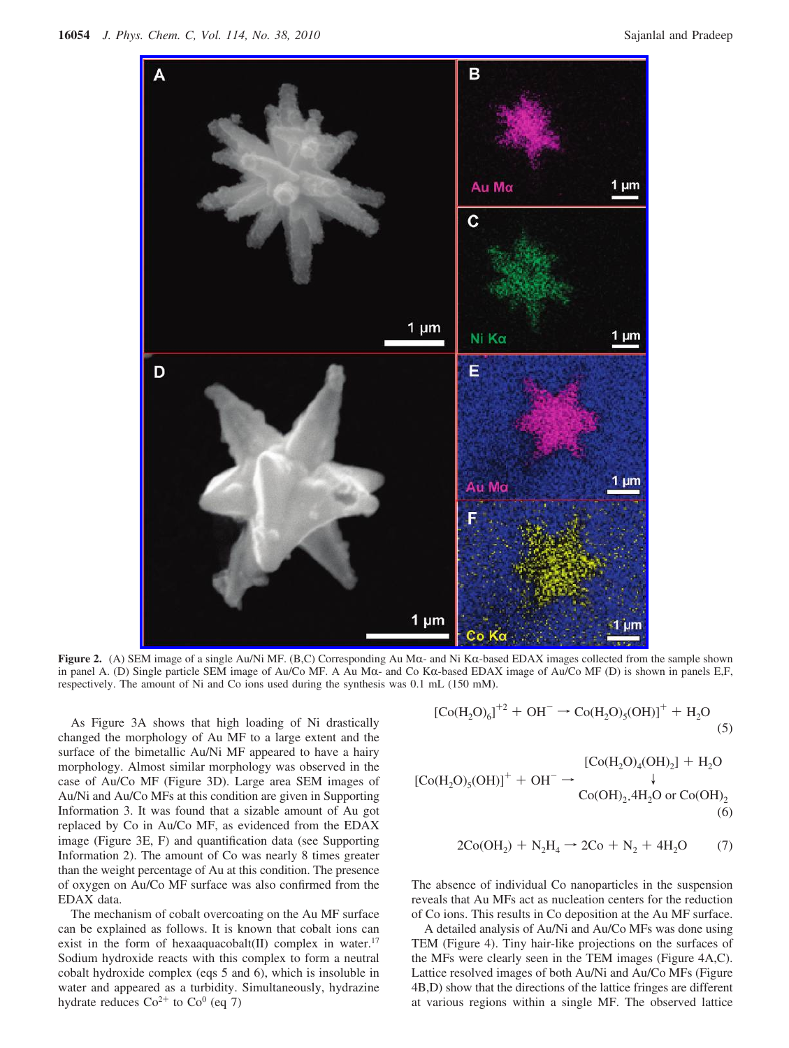**Figure 2.** (A) SEM image of a single Au/Ni MF. (B,C) Corresponding Au Mα- and Ni Kα-based EDAX images collected from the sample shown in panel A. (D) Single particle SEM image of Au/Co MF. A Au Mα- and Co Kα-based EDAX image of Au/Co MF (D) is shown in panels E,F, respectively. The amount of Ni and Co ions used during the synthesis was 0.1 mL (150 mM).

As Figure 3A shows that high loading of Ni drastically changed the morphology of Au MF to a large extent and the surface of the bimetallic Au/Ni MF appeared to have a hairy morphology. Almost similar morphology was observed in the case of Au/Co MF (Figure 3D). Large area SEM images of Au/Ni and Au/Co MFs at this condition are given in Supporting Information 3. It was found that a sizable amount of Au got replaced by Co in Au/Co MF, as evidenced from the EDAX image (Figure 3E, F) and quantification data (see Supporting Information 2). The amount of Co was nearly 8 times greater than the weight percentage of Au at this condition. The presence of oxygen on Au/Co MF surface was also confirmed from the EDAX data.

The mechanism of cobalt overcoating on the Au MF surface can be explained as follows. It is known that cobalt ions can exist in the form of hexaaquacobalt(II) complex in water.[17] Sodium hydroxide reacts with this complex to form a neutral cobalt hydroxide complex (eqs 5 and 6), which is insoluble in water and appeared as a turbidity. Simultaneously, hydrazine hydrate reduces $Co^{2+}$ to $Co^0$ (eq 7)

$$[Co(H_2O)_6]^{+2} + OH^- \rightarrow Co(H_2O)_5(OH)]^+ + H_2O \quad (5)$$

$$[Co(H_2O)_5(OH)]^+ + OH^- \rightarrow \begin{array}{c}[Co(H_2O)_4(OH)_2] + H_2O \\ \downarrow \\ Co(OH)_2.4H_2O \text{ or } Co(OH)_2\end{array} \quad (6)$$

$$2Co(OH_2) + N_2H_4 \rightarrow 2Co + N_2 + 4H_2O \quad (7)$$

The absence of individual Co nanoparticles in the suspension reveals that Au MFs act as nucleation centers for the reduction of Co ions. This results in Co deposition at the Au MF surface.

A detailed analysis of Au/Ni and Au/Co MFs was done using TEM (Figure 4). Tiny hair-like projections on the surfaces of the MFs were clearly seen in the TEM images (Figure 4A,C). Lattice resolved images of both Au/Ni and Au/Co MFs (Figure 4B,D) show that the directions of the lattice fringes are different at various regions within a single MF. The observed lattice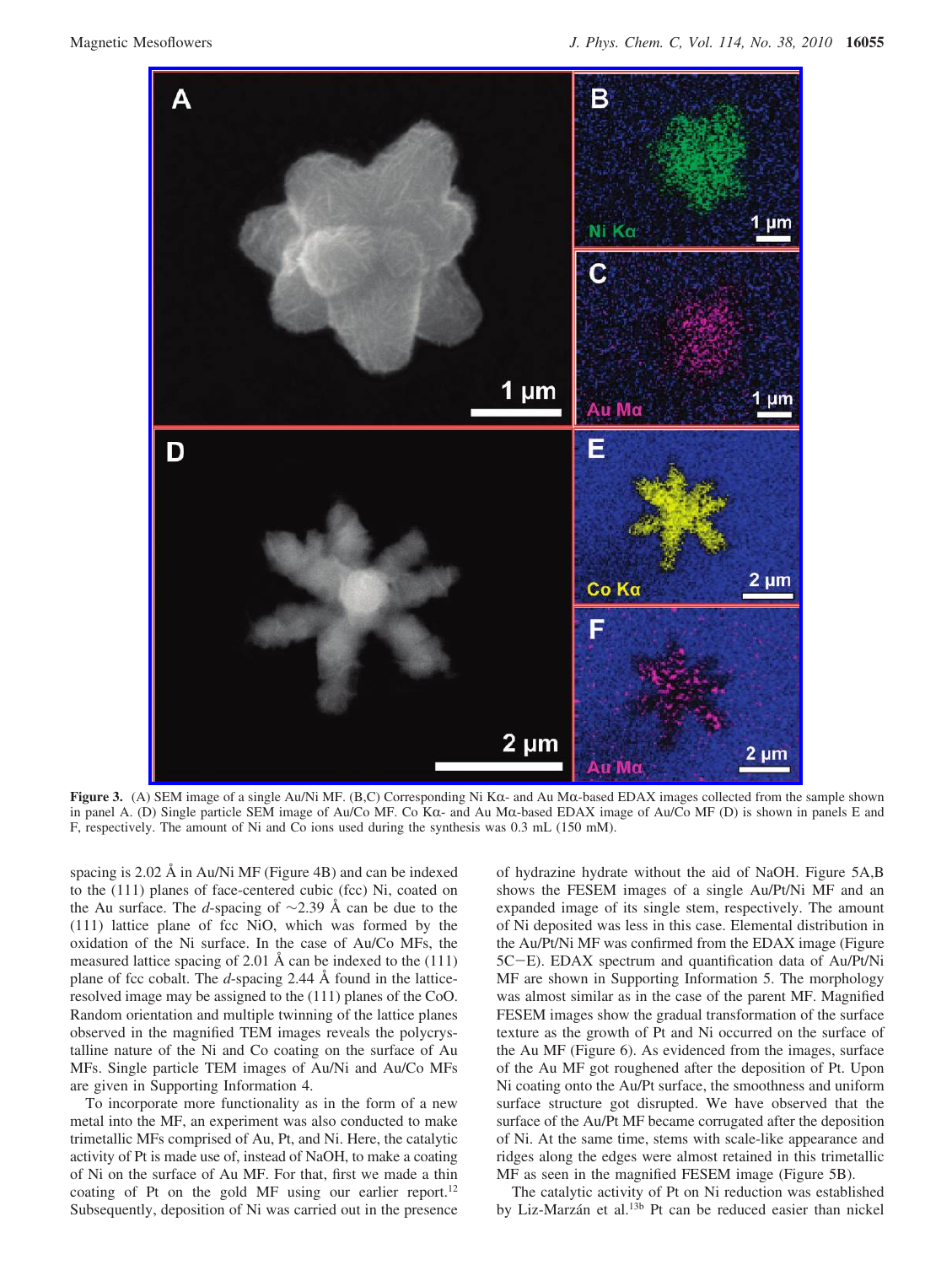**Figure 3.** (A) SEM image of a single Au/Ni MF. (B,C) Corresponding Ni Kα- and Au Mα-based EDAX images collected from the sample shown in panel A. (D) Single particle SEM image of Au/Co MF. Co Kα- and Au Mα-based EDAX image of Au/Co MF (D) is shown in panels E and F, respectively. The amount of Ni and Co ions used during the synthesis was 0.3 mL (150 mM).

spacing is 2.02 Å in Au/Ni MF (Figure 4B) and can be indexed to the (111) planes of face-centered cubic (fcc) Ni, coated on the Au surface. The *d*-spacing of ∼2.39 Å can be due to the (111) lattice plane of fcc NiO, which was formed by the oxidation of the Ni surface. In the case of Au/Co MFs, the measured lattice spacing of 2.01 Å can be indexed to the (111) plane of fcc cobalt. The *d*-spacing 2.44 Å found in the lattice-resolved image may be assigned to the (111) planes of the CoO. Random orientation and multiple twinning of the lattice planes observed in the magnified TEM images reveals the polycrystalline nature of the Ni and Co coating on the surface of Au MFs. Single particle TEM images of Au/Ni and Au/Co MFs are given in Supporting Information 4.

To incorporate more functionality as in the form of a new metal into the MF, an experiment was also conducted to make trimetallic MFs comprised of Au, Pt, and Ni. Here, the catalytic activity of Pt is made use of, instead of NaOH, to make a coating of Ni on the surface of Au MF. For that, first we made a thin coating of Pt on the gold MF using our earlier report.[12] Subsequently, deposition of Ni was carried out in the presence of hydrazine hydrate without the aid of NaOH. Figure 5A,B shows the FESEM images of a single Au/Pt/Ni MF and an expanded image of its single stem, respectively. The amount of Ni deposited was less in this case. Elemental distribution in the Au/Pt/Ni MF was confirmed from the EDAX image (Figure 5C−E). EDAX spectrum and quantification data of Au/Pt/Ni MF are shown in Supporting Information 5. The morphology was almost similar as in the case of the parent MF. Magnified FESEM images show the gradual transformation of the surface texture as the growth of Pt and Ni occurred on the surface of the Au MF (Figure 6). As evidenced from the images, surface of the Au MF got roughened after the deposition of Pt. Upon Ni coating onto the Au/Pt surface, the smoothness and uniform surface structure got disrupted. We have observed that the surface of the Au/Pt MF became corrugated after the deposition of Ni. At the same time, stems with scale-like appearance and ridges along the edges were almost retained in this trimetallic MF as seen in the magnified FESEM image (Figure 5B).

The catalytic activity of Pt on Ni reduction was established by Liz-Marzán et al.[13b] Pt can be reduced easier than nickel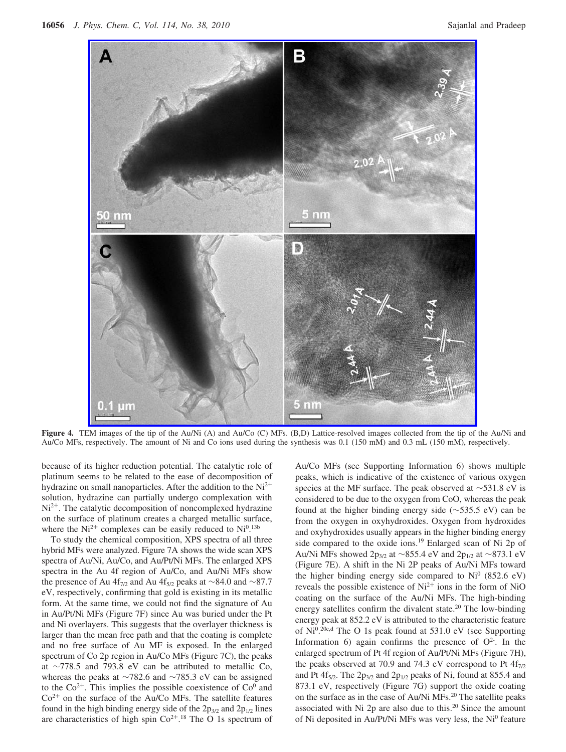**Figure 4.** TEM images of the tip of the Au/Ni (A) and Au/Co (C) MFs. (B,D) Lattice-resolved images collected from the tip of the Au/Ni and Au/Co MFs, respectively. The amount of Ni and Co ions used during the synthesis was 0.1 (150 mM) and 0.3 mL (150 mM), respectively.

because of its higher reduction potential. The catalytic role of platinum seems to be related to the ease of decomposition of hydrazine on small nanoparticles. After the addition to the $Ni^{2+}$ solution, hydrazine can partially undergo complexation with $Ni^{2+}$. The catalytic decomposition of noncomplexed hydrazine on the surface of platinum creates a charged metallic surface, where the $Ni^{2+}$ complexes can be easily reduced to $Ni^0$.[13b]

To study the chemical composition, XPS spectra of all three hybrid MFs were analyzed. Figure 7A shows the wide scan XPS spectra of Au/Ni, Au/Co, and Au/Pt/Ni MFs. The enlarged XPS spectra in the Au 4f region of Au/Co, and Au/Ni MFs show the presence of Au $4f_{7/2}$ and Au $4f_{5/2}$ peaks at ~84.0 and ~87.7 eV, respectively, confirming that gold is existing in its metallic form. At the same time, we could not find the signature of Au in Au/Pt/Ni MFs (Figure 7F) since Au was buried under the Pt and Ni overlayers. This suggests that the overlayer thickness is larger than the mean free path and that the coating is complete and no free surface of Au MF is exposed. In the enlarged spectrum of Co 2p region in Au/Co MFs (Figure 7C), the peaks at ~778.5 and 793.8 eV can be attributed to metallic Co, whereas the peaks at ~782.6 and ~785.3 eV can be assigned to the $Co^{2+}$. This implies the possible coexistence of $Co^0$ and $Co^{2+}$ on the surface of the Au/Co MFs. The satellite features found in the high binding energy side of the $2p_{3/2}$ and $2p_{1/2}$ lines are characteristics of high spin $Co^{2+}$.[18] The O 1s spectrum of Au/Co MFs (see Supporting Information 6) shows multiple peaks, which is indicative of the existence of various oxygen species at the MF surface. The peak observed at ~531.8 eV is considered to be due to the oxygen from CoO, whereas the peak found at the higher binding energy side (~535.5 eV) can be from the oxygen in oxyhydroxides. Oxygen from hydroxides and oxyhydroxides usually appears in the higher binding energy side compared to the oxide ions.[19] Enlarged scan of Ni 2p of Au/Ni MFs showed $2p_{3/2}$ at ~855.4 eV and $2p_{1/2}$ at ~873.1 eV (Figure 7E). A shift in the Ni 2P peaks of Au/Ni MFs toward the higher binding energy side compared to $Ni^0$ (852.6 eV) reveals the possible existence of $Ni^{2+}$ ions in the form of NiO coating on the surface of the Au/Ni MFs. The high-binding energy satellites confirm the divalent state.[20] The low-binding energy peak at 852.2 eV is attributed to the characteristic feature of $Ni^0$.[20c,d] The O 1s peak found at 531.0 eV (see Supporting Information 6) again confirms the presence of $O^{2-}$. In the enlarged spectrum of Pt 4f region of Au/Pt/Ni MFs (Figure 7H), the peaks observed at 70.9 and 74.3 eV correspond to Pt $4f_{7/2}$ and Pt $4f_{5/2}$. The $2p_{3/2}$ and $2p_{1/2}$ peaks of Ni, found at 855.4 and 873.1 eV, respectively (Figure 7G) support the oxide coating on the surface as in the case of Au/Ni MFs.[20] The satellite peaks associated with Ni 2p are also due to this.[20] Since the amount of Ni deposited in Au/Pt/Ni MFs was very less, the $Ni^0$ feature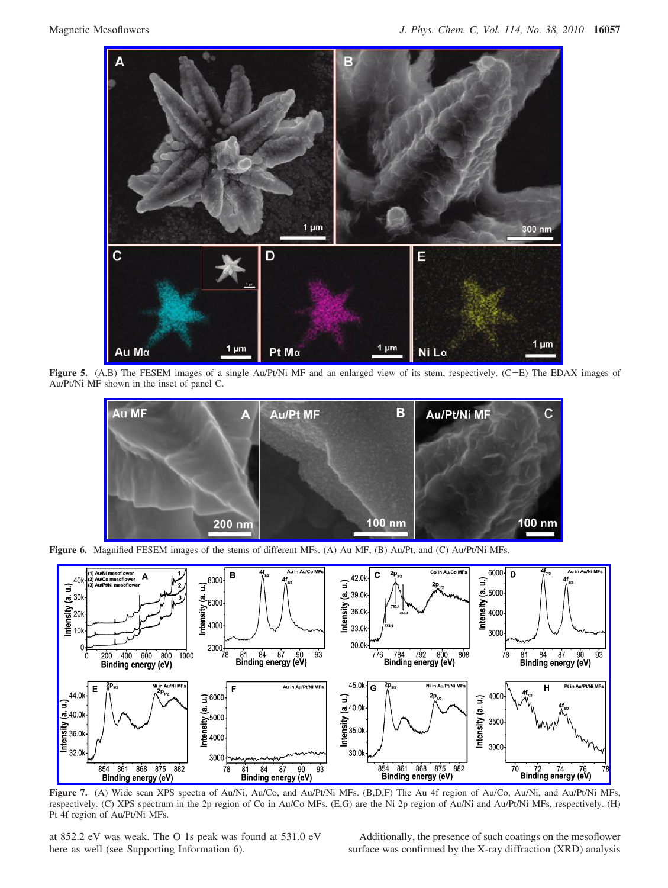**Figure 5.** (A,B) The FESEM images of a single Au/Pt/Ni MF and an enlarged view of its stem, respectively. (C−E) The EDAX images of Au/Pt/Ni MF shown in the inset of panel C.

**Figure 6.** Magnified FESEM images of the stems of different MFs. (A) Au MF, (B) Au/Pt, and (C) Au/Pt/Ni MFs.

**Figure 7.** (A) Wide scan XPS spectra of Au/Ni, Au/Co, and Au/Pt/Ni MFs. (B,D,F) The Au 4f region of Au/Co, Au/Ni, and Au/Pt/Ni MFs, respectively. (C) XPS spectrum in the 2p region of Co in Au/Co MFs. (E,G) are the Ni 2p region of Au/Ni and Au/Pt/Ni MFs, respectively. (H) Pt 4f region of Au/Pt/Ni MFs.

at 852.2 eV was weak. The O 1s peak was found at 531.0 eV here as well (see Supporting Information 6).

Additionally, the presence of such coatings on the mesoflower surface was confirmed by the X-ray diffraction (XRD) analysis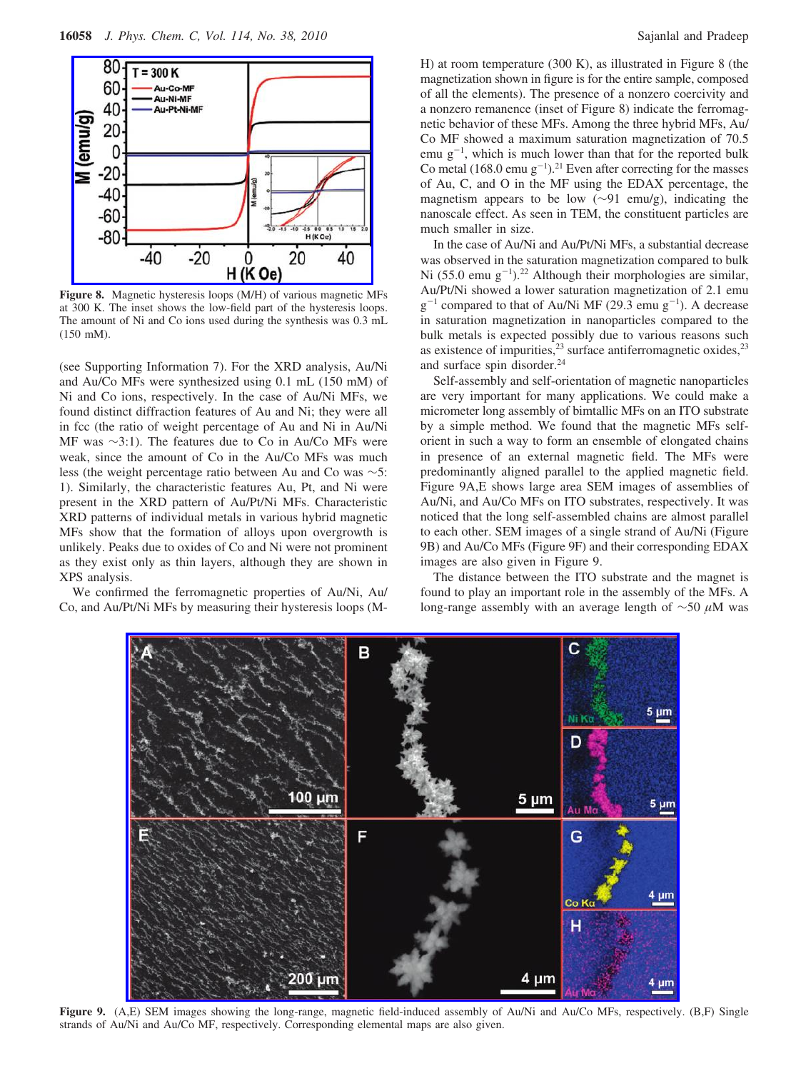Figure 8. Magnetic hysteresis loops (M/H) of various magnetic MFs at 300 K. The inset shows the low-field part of the hysteresis loops. The amount of Ni and Co ions used during the synthesis was 0.3 mL (150 mM).

(see Supporting Information 7). For the XRD analysis, Au/Ni and Au/Co MFs were synthesized using 0.1 mL (150 mM) of Ni and Co ions, respectively. In the case of Au/Ni MFs, we found distinct diffraction features of Au and Ni; they were all in fcc (the ratio of weight percentage of Au and Ni in Au/Ni MF was ~3:1). The features due to Co in Au/Co MFs were weak, since the amount of Co in the Au/Co MFs was much less (the weight percentage ratio between Au and Co was ~5:1). Similarly, the characteristic features Au, Pt, and Ni were present in the XRD pattern of Au/Pt/Ni MFs. Characteristic XRD patterns of individual metals in various hybrid magnetic MFs show that the formation of alloys upon overgrowth is unlikely. Peaks due to oxides of Co and Ni were not prominent as they exist only as thin layers, although they are shown in XPS analysis.

We confirmed the ferromagnetic properties of Au/Ni, Au/Co, and Au/Pt/Ni MFs by measuring their hysteresis loops (M-H) at room temperature (300 K), as illustrated in Figure 8 (the magnetization shown in figure is for the entire sample, composed of all the elements). The presence of a nonzero coercivity and a nonzero remanence (inset of Figure 8) indicate the ferromagnetic behavior of these MFs. Among the three hybrid MFs, Au/Co MF showed a maximum saturation magnetization of 70.5 emu $g^{-1}$, which is much lower than that for the reported bulk Co metal (168.0 emu $g^{-1}$).[21] Even after correcting for the masses of Au, C, and O in the MF using the EDAX percentage, the magnetism appears to be low (~91 emu/g), indicating the nanoscale effect. As seen in TEM, the constituent particles are much smaller in size.

In the case of Au/Ni and Au/Pt/Ni MFs, a substantial decrease was observed in the saturation magnetization compared to bulk Ni (55.0 emu $g^{-1}$).[22] Although their morphologies are similar, Au/Pt/Ni showed a lower saturation magnetization of 2.1 emu $g^{-1}$ compared to that of Au/Ni MF (29.3 emu $g^{-1}$). A decrease in saturation magnetization in nanoparticles compared to the bulk metals is expected possibly due to various reasons such as existence of impurities,[23] surface antiferromagnetic oxides,[23] and surface spin disorder.[24]

Self-assembly and self-orientation of magnetic nanoparticles are very important for many applications. We could make a micrometer long assembly of bimtallic MFs on an ITO substrate by a simple method. We found that the magnetic MFs self-orient in such a way to form an ensemble of elongated chains in presence of an external magnetic field. The MFs were predominantly aligned parallel to the applied magnetic field. Figure 9A,E shows large area SEM images of assemblies of Au/Ni, and Au/Co MFs on ITO substrates, respectively. It was noticed that the long self-assembled chains are almost parallel to each other. SEM images of a single strand of Au/Ni (Figure 9B) and Au/Co MFs (Figure 9F) and their corresponding EDAX images are also given in Figure 9.

The distance between the ITO substrate and the magnet is found to play an important role in the assembly of the MFs. A long-range assembly with an average length of ~50 $\mu$M was

Figure 9. (A,E) SEM images showing the long-range, magnetic field-induced assembly of Au/Ni and Au/Co MFs, respectively. (B,F) Single strands of Au/Ni and Au/Co MF, respectively. Corresponding elemental maps are also given.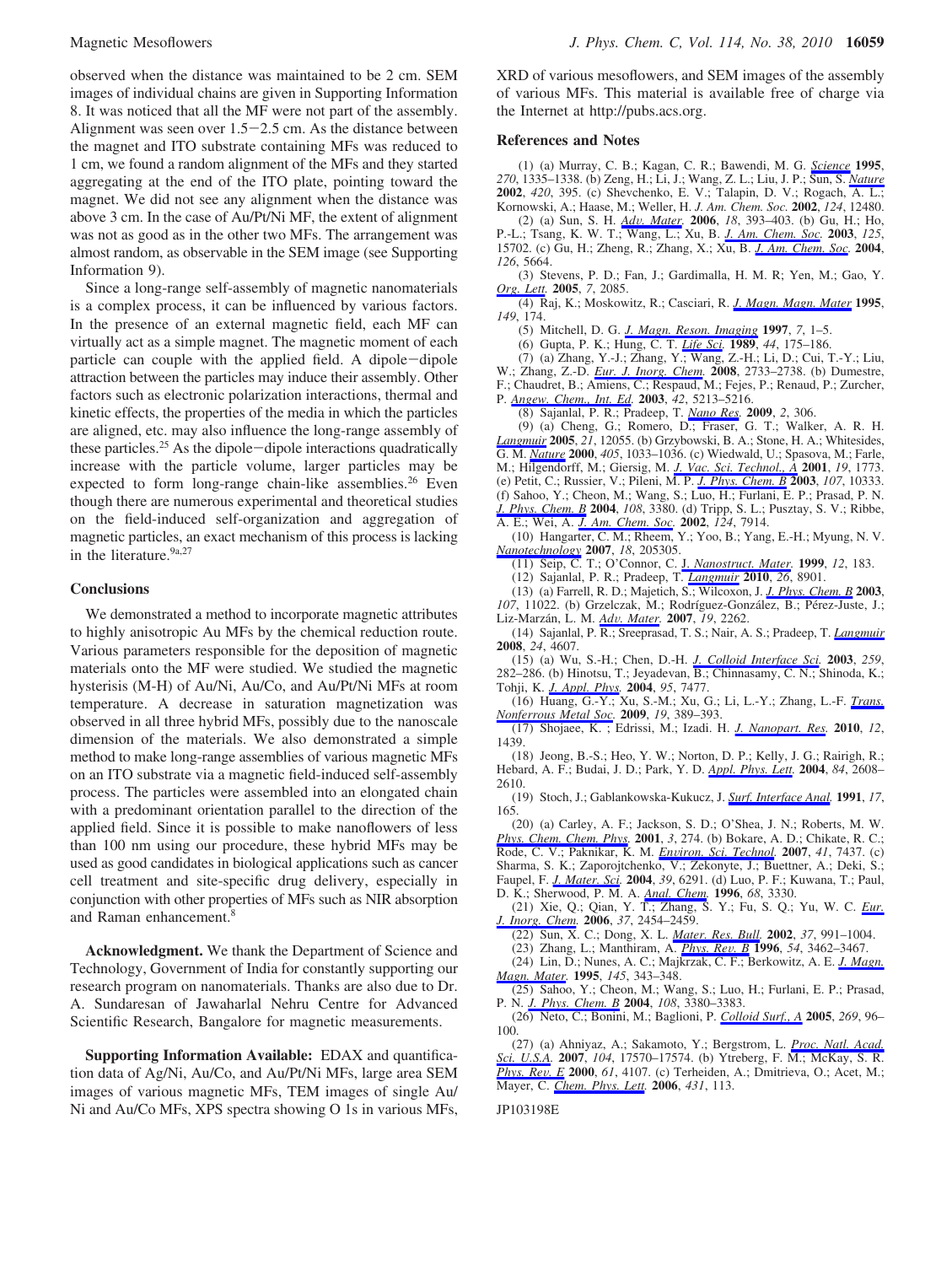observed when the distance was maintained to be 2 cm. SEM images of individual chains are given in Supporting Information 8. It was noticed that all the MF were not part of the assembly. Alignment was seen over 1.5−2.5 cm. As the distance between the magnet and ITO substrate containing MFs was reduced to 1 cm, we found a random alignment of the MFs and they started aggregating at the end of the ITO plate, pointing toward the magnet. We did not see any alignment when the distance was above 3 cm. In the case of Au/Pt/Ni MF, the extent of alignment was not as good as in the other two MFs. The arrangement was almost random, as observable in the SEM image (see Supporting Information 9).

Since a long-range self-assembly of magnetic nanomaterials is a complex process, it can be influenced by various factors. In the presence of an external magnetic field, each MF can virtually act as a simple magnet. The magnetic moment of each particle can couple with the applied field. A dipole−dipole attraction between the particles may induce their assembly. Other factors such as electronic polarization interactions, thermal and kinetic effects, the properties of the media in which the particles are aligned, etc. may also influence the long-range assembly of these particles.[25] As the dipole−dipole interactions quadratically increase with the particle volume, larger particles may be expected to form long-range chain-like assemblies.[26] Even though there are numerous experimental and theoretical studies on the field-induced self-organization and aggregation of magnetic particles, an exact mechanism of this process is lacking in the literature.[9a,27]

## Conclusions

We demonstrated a method to incorporate magnetic attributes to highly anisotropic Au MFs by the chemical reduction route. Various parameters responsible for the deposition of magnetic materials onto the MF were studied. We studied the magnetic hysterisis (M-H) of Au/Ni, Au/Co, and Au/Pt/Ni MFs at room temperature. A decrease in saturation magnetization was observed in all three hybrid MFs, possibly due to the nanoscale dimension of the materials. We also demonstrated a simple method to make long-range assemblies of various magnetic MFs on an ITO substrate via a magnetic field-induced self-assembly process. The particles were assembled into an elongated chain with a predominant orientation parallel to the direction of the applied field. Since it is possible to make nanoflowers of less than 100 nm using our procedure, these hybrid MFs may be used as good candidates in biological applications such as cancer cell treatment and site-specific drug delivery, especially in conjunction with other properties of MFs such as NIR absorption and Raman enhancement.[8]

**Acknowledgment.** We thank the Department of Science and Technology, Government of India for constantly supporting our research program on nanomaterials. Thanks are also due to Dr. A. Sundaresan of Jawaharlal Nehru Centre for Advanced Scientific Research, Bangalore for magnetic measurements.

**Supporting Information Available:** EDAX and quantification data of Ag/Ni, Au/Co, and Au/Pt/Ni MFs, large area SEM images of various magnetic MFs, TEM images of single Au/Ni and Au/Co MFs, XPS spectra showing O 1s in various MFs, XRD of various mesoflowers, and SEM images of the assembly of various MFs. This material is available free of charge via the Internet at http://pubs.acs.org.

## References and Notes

(1) (a) Murray, C. B.; Kagan, C. R.; Bawendi, M. G. *Science* **1995**, *270*, 1335–1338. (b) Zeng, H.; Li, J.; Wang, Z. L.; Liu, J. P.; Sun, S. *Nature* **2002**, *420*, 395. (c) Shevchenko, E. V.; Talapin, D. V.; Rogach, A. L.; Kornowski, A.; Haase, M.; Weller, H. *J. Am. Chem. Soc.* **2002**, *124*, 12480.

(2) (a) Sun, S. H. *Adv. Mater.* **2006**, *18*, 393–403. (b) Gu, H.; Ho, P.-L.; Tsang, K. W. T.; Wang, L.; Xu, B. *J. Am. Chem. Soc.* **2003**, *125*, 15702. (c) Gu, H.; Zheng, R.; Zhang, X.; Xu, B. *J. Am. Chem. Soc.* **2004**, *126*, 5664.

(3) Stevens, P. D.; Fan, J.; Gardimalla, H. M. R; Yen, M.; Gao, Y. *Org. Lett.* **2005**, *7*, 2085.

(4) Raj, K.; Moskowitz, R.; Casciari, R. *J. Magn. Magn. Mater* **1995**, *149*, 174.

(5) Mitchell, D. G. *J. Magn. Reson. Imaging* **1997**, *7*, 1–5.

(6) Gupta, P. K.; Hung, C. T. *Life Sci.* **1989**, *44*, 175–186.

(7) (a) Zhang, Y.-J.; Zhang, Y.; Wang, Z.-H.; Li, D.; Cui, T.-Y.; Liu, W.; Zhang, Z.-D. *Eur. J. Inorg. Chem.* **2008**, 2733–2738. (b) Dumestre, F.; Chaudret, B.; Amiens, C.; Respaud, M.; Fejes, P.; Renaud, P.; Zurcher, P. *Angew. Chem., Int. Ed.* **2003**, *42*, 5213–5216.

(8) Sajanlal, P. R.; Pradeep, T. *Nano Res.* **2009**, *2*, 306.

(9) (a) Cheng, G.; Romero, D.; Fraser, G. T.; Walker, A. R. H. *Langmuir* **2005**, *21*, 12055. (b) Grzybowski, B. A.; Stone, H. A.; Whitesides, G. M. *Nature* **2000**, *405*, 1033–1036. (c) Wiedwald, U.; Spasova, M.; Farle, M.; Hilgendorff, M.; Giersig, M. *J. Vac. Sci. Technol., A* **2001**, *19*, 1773. (e) Petit, C.; Russier, V.; Pileni, M. P. *J. Phys. Chem. B* **2003**, *107*, 10333. (f) Sahoo, Y.; Cheon, M.; Wang, S.; Luo, H.; Furlani, E. P.; Prasad, P. N. *J. Phys. Chem. B* **2004**, *108*, 3380. (d) Tripp, S. L.; Pusztay, S. V.; Ribbe, A. E.; Wei, A. *J. Am. Chem. Soc.* **2002**, *124*, 7914.

(10) Hangarter, C. M.; Rheem, Y.; Yoo, B.; Yang, E.-H.; Myung, N. V. *Nanotechnology* **2007**, *18*, 205305.

(11) Seip, C. T.; O'Connor, C. J. *Nanostruct. Mater.* **1999**, *12*, 183.

(12) Sajanlal, P. R.; Pradeep, T. *Langmuir* **2010**, *26*, 8901.

(13) (a) Farrell, R. D.; Majetich, S.; Wilcoxon, J. *J. Phys. Chem. B* **2003**, *107*, 11022. (b) Grzelczak, M.; Rodríguez-González, B.; Pérez-Juste, J.; Liz-Marzán, L. M. *Adv. Mater.* **2007**, *19*, 2262.

(14) Sajanlal, P. R.; Sreeprasad, T. S.; Nair, A. S.; Pradeep, T. *Langmuir* **2008**, *24*, 4607.

(15) (a) Wu, S.-H.; Chen, D.-H. *J. Colloid Interface Sci.* **2003**, *259*, 282–286. (b) Hinotsu, T.; Jeyadevan, B.; Chinnasamy, C. N.; Shinoda, K.; Tohji, K. *J. Appl. Phys.* **2004**, *95*, 7477.

(16) Huang, G.-Y.; Xu, S.-M.; Xu, G.; Li, L.-Y.; Zhang, L.-F. *Trans. Nonferrous Metal Soc.* **2009**, *19*, 389–393.

(17) Shojaee, K. ; Edrissi, M.; Izadi. H. *J. Nanopart. Res.* **2010**, *12*, 1439.

(18) Jeong, B.-S.; Heo, Y. W.; Norton, D. P.; Kelly, J. G.; Rairigh, R.; Hebard, A. F.; Budai, J. D.; Park, Y. D. *Appl. Phys. Lett.* **2004**, *84*, 2608–2610.

(19) Stoch, J.; Gablankowska-Kukucz, J. *Surf. Interface Anal.* **1991**, *17*, 165.

(20) (a) Carley, A. F.; Jackson, S. D.; O'Shea, J. N.; Roberts, M. W. *Phys. Chem. Chem. Phys.* **2001**, *3*, 274. (b) Bokare, A. D.; Chikate, R. C.; Rode, C. V.; Paknikar, K. M. *Environ. Sci. Technol.* **2007**, *41*, 7437. (c) Sharma, S. K.; Zaporojtchenko, V.; Zekonyte, J.; Buettner, A.; Deki, S.; Faupel, F. *J. Mater. Sci.* **2004**, *39*, 6291. (d) Luo, P. F.; Kuwana, T.; Paul, D. K.; Sherwood, P. M. A. *Anal. Chem.* **1996**, *68*, 3330.

(21) Xie, Q.; Qian, Y. T.; Zhang, S. Y.; Fu, S. Q.; Yu, W. C. *Eur. J. Inorg. Chem.* **2006**, *37*, 2454–2459.

(22) Sun, X. C.; Dong, X. L. *Mater. Res. Bull.* **2002**, *37*, 991–1004.

(23) Zhang, L.; Manthiram, A. *Phys. Rev. B* **1996**, *54*, 3462–3467.

(24) Lin, D.; Nunes, A. C.; Majkrzak, C. F.; Berkowitz, A. E. *J. Magn. Magn. Mater.* **1995**, *145*, 343–348.

(25) Sahoo, Y.; Cheon, M.; Wang, S.; Luo, H.; Furlani, E. P.; Prasad, P. N. *J. Phys. Chem. B* **2004**, *108*, 3380–3383.

(26) Neto, C.; Bonini, M.; Baglioni, P. *Colloid Surf., A* **2005**, *269*, 96–100.

(27) (a) Ahniyaz, A.; Sakamoto, Y.; Bergstrom, L. *Proc. Natl. Acad. Sci. U.S.A.* **2007**, *104*, 17570–17574. (b) Ytreberg, F. M.; McKay, S. R. *Phys. Rev. E* **2000**, *61*, 4107. (c) Terheiden, A.; Dmitrieva, O.; Acet, M.; Mayer, C. *Chem. Phys. Lett.* **2006**, *431*, 113.

JP103198E